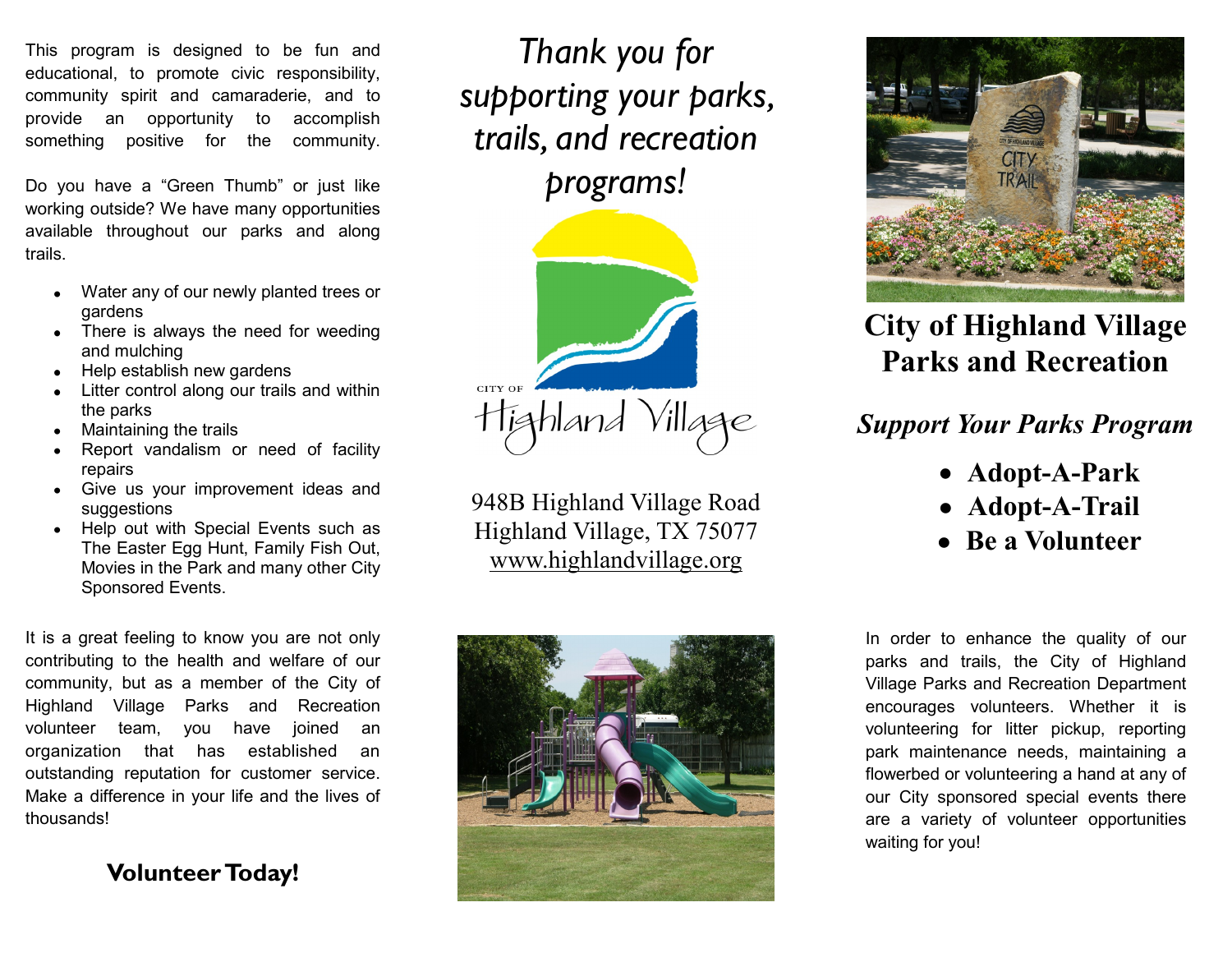This program is designed to be fun and educational, to promote civic responsibility, community spirit and camaraderie, and to provide an opportunity to accomplish something positive for the community.

Do you have a “Green Thumb” or just like working outside? We have many opportunities available throughout our parks and along trails.

- Water any of our newly planted trees or gardens
- There is always the need for weeding and mulching
- Help establish new gardens
- Litter control along our trails and within the parks
- Maintaining the trails
- Report vandalism or need of facility repairs
- Give us your improvement ideas and suggestions
- Help out with Special Events such as The Easter Egg Hunt, Family Fish Out, Movies in the Park and many other City Sponsored Events.

It is a great feeling to know you are not only contributing to the health and welfare of our community, but as a member of the City of Highland Village Parks and Recreation volunteer team, you have joined an organization that has established an outstanding reputation for customer service. Make a difference in your life and the lives of thousands!

**Volunteer Today!**

*Thank you for supporting your parks, trails, and recreation programs!*

CITY OF Highland Village

948B Highland Village Road
Highland Village, TX 75077
www.highlandvillage.org

# City of Highland Village Parks and Recreation

## *Support Your Parks Program*

- **Adopt-A-Park**
- **Adopt-A-Trail**
- **Be a Volunteer**

In order to enhance the quality of our parks and trails, the City of Highland Village Parks and Recreation Department encourages volunteers. Whether it is volunteering for litter pickup, reporting park maintenance needs, maintaining a flowerbed or volunteering a hand at any of our City sponsored special events there are a variety of volunteer opportunities waiting for you!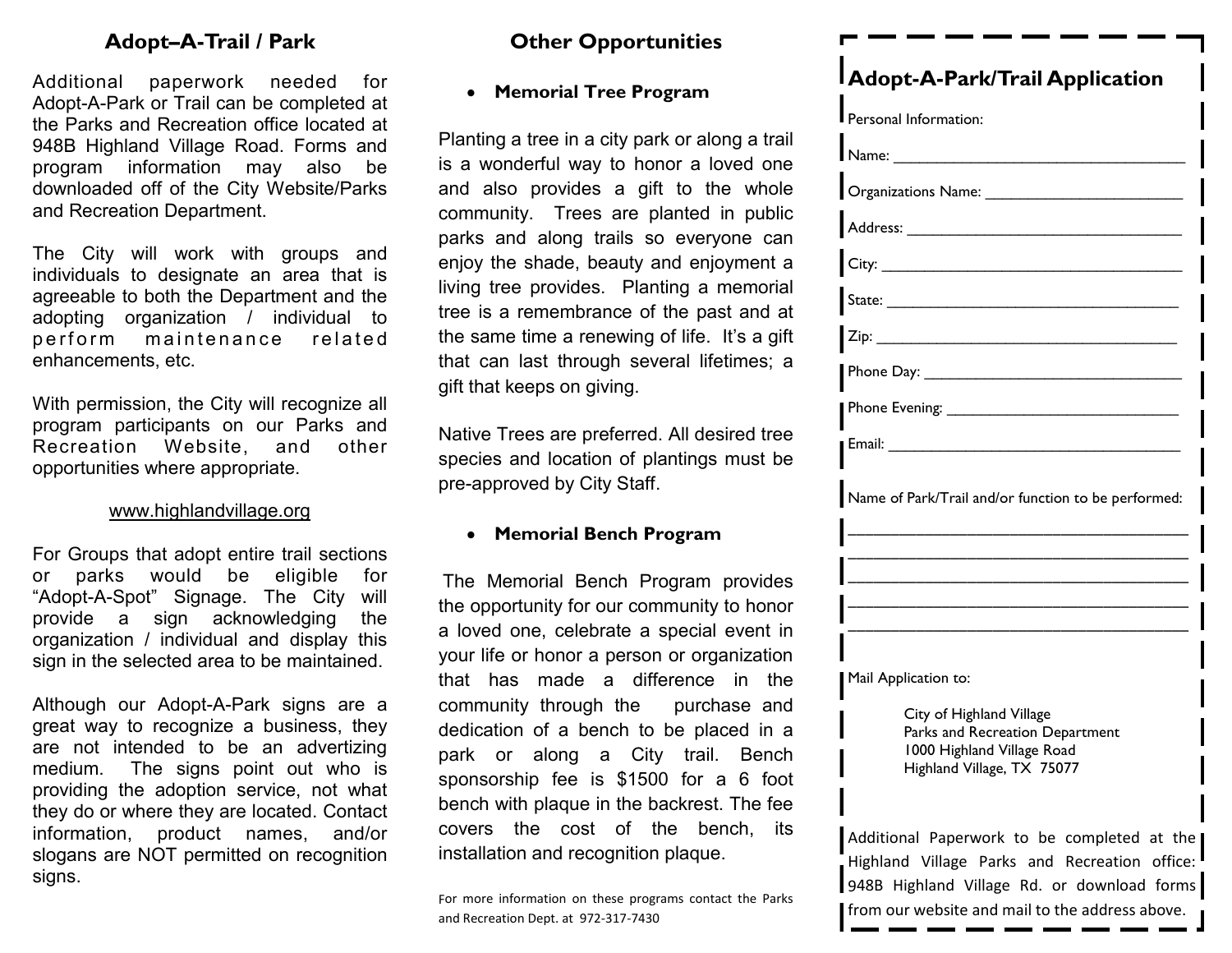## Adopt–A-Trail / Park

Additional paperwork needed for Adopt-A-Park or Trail can be completed at the Parks and Recreation office located at 948B Highland Village Road. Forms and program information may also be downloaded off of the City Website/Parks and Recreation Department.

The City will work with groups and individuals to designate an area that is agreeable to both the Department and the adopting organization / individual to perform maintenance related enhancements, etc.

With permission, the City will recognize all program participants on our Parks and Recreation Website, and other opportunities where appropriate.

www.highlandvillage.org

For Groups that adopt entire trail sections or parks would be eligible for "Adopt-A-Spot" Signage. The City will provide a sign acknowledging the organization / individual and display this sign in the selected area to be maintained.

Although our Adopt-A-Park signs are a great way to recognize a business, they are not intended to be an advertizing medium. The signs point out who is providing the adoption service, not what they do or where they are located. Contact information, product names, and/or slogans are NOT permitted on recognition signs.

## Other Opportunities

- **Memorial Tree Program**

Planting a tree in a city park or along a trail is a wonderful way to honor a loved one and also provides a gift to the whole community. Trees are planted in public parks and along trails so everyone can enjoy the shade, beauty and enjoyment a living tree provides. Planting a memorial tree is a remembrance of the past and at the same time a renewing of life. It's a gift that can last through several lifetimes; a gift that keeps on giving.

Native Trees are preferred. All desired tree species and location of plantings must be pre-approved by City Staff.

- **Memorial Bench Program**

The Memorial Bench Program provides the opportunity for our community to honor a loved one, celebrate a special event in your life or honor a person or organization that has made a difference in the community through the purchase and dedication of a bench to be placed in a park or along a City trail. Bench sponsorship fee is $1500 for a 6 foot bench with plaque in the backrest. The fee covers the cost of the bench, its installation and recognition plaque.

For more information on these programs contact the Parks and Recreation Dept. at 972-317-7430

## Adopt-A-Park/Trail Application

Personal Information:

Name: ______________________________

Organizations Name: ______________________

Address: ____________________________

City: ______________________________

State: ______________________________

Zip: _______________________________

Phone Day: __________________________

Phone Evening: _______________________

Email: ______________________________

Name of Park/Trail and/or function to be performed:

__________________________________

__________________________________

__________________________________

__________________________________

__________________________________

Mail Application to:

City of Highland Village
Parks and Recreation Department
1000 Highland Village Road
Highland Village, TX 75077

Additional Paperwork to be completed at the Highland Village Parks and Recreation office: 948B Highland Village Rd. or download forms from our website and mail to the address above.